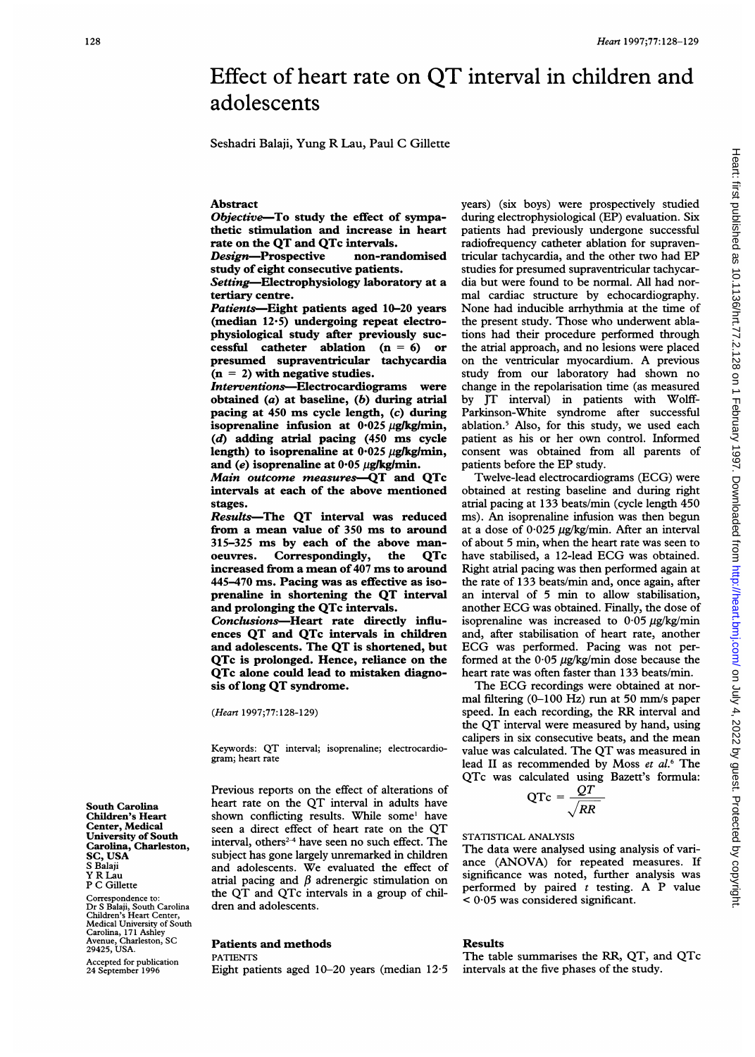# Effect of heart rate on QT interval in children and adolescents

Seshadri Balaji, Yung R Lau, Paul C Gillette

## Abstract

**Objective—To study the effect of sympathetic stimulation and increase in heart rate on the QT and QTc intervals.**

**Design—Prospective non-randomised study of eight consecutive patients.**

**Setting—Electrophysiology laboratory at a tertiary centre.**

**Patients—Eight patients aged 10–20 years (median 12·5) undergoing repeat electrophysiological study after previously successful catheter ablation (n = 6) or presumed supraventricular tachycardia (n = 2) with negative studies.**

**Interventions—Electrocardiograms were obtained (*a*) at baseline, (*b*) during atrial pacing at 450 ms cycle length, (*c*) during isoprenaline infusion at 0·025 μg/kg/min, (*d*) adding atrial pacing (450 ms cycle length) to isoprenaline at 0·025 μg/kg/min, and (*e*) isoprenaline at 0·05 μg/kg/min.**

**Main outcome measures—QT and QTc intervals at each of the above mentioned stages.**

**Results—The QT interval was reduced from a mean value of 350 ms to around 315–325 ms by each of the above manoeuvres. Correspondingly, the QTc increased from a mean of 407 ms to around 445–470 ms. Pacing was as effective as isoprenaline in shortening the QT interval and prolonging the QTc intervals.**

**Conclusions—Heart rate directly influences QT and QTc intervals in children and adolescents. The QT is shortened, but QTc is prolonged. Hence, reliance on the QTc alone could lead to mistaken diagnosis of long QT syndrome.**

(*Heart* 1997;77:128-129)

Keywords: QT interval; isoprenaline; electrocardiogram; heart rate

South Carolina Children's Heart Center, Medical University of South Carolina, Charleston, SC, USA
S Balaji
Y R Lau
P C Gillette

Correspondence to: Dr S Balaji, South Carolina Children's Heart Center, Medical University of South Carolina, 171 Ashley Avenue, Charleston, SC 29425, USA.

Accepted for publication 24 September 1996

Previous reports on the effect of alterations of heart rate on the QT interval in adults have shown conflicting results. While some[1] have seen a direct effect of heart rate on the QT interval, others[2-4] have seen no such effect. The subject has gone largely unremarked in children and adolescents. We evaluated the effect of atrial pacing and β adrenergic stimulation on the QT and QTc intervals in a group of children and adolescents.

## Patients and methods

### PATIENTS

Eight patients aged 10–20 years (median 12·5 years) (six boys) were prospectively studied during electrophysiological (EP) evaluation. Six patients had previously undergone successful radiofrequency catheter ablation for supraventricular tachycardia, and the other two had EP studies for presumed supraventricular tachycardia but were found to be normal. All had normal cardiac structure by echocardiography. None had inducible arrhythmia at the time of the present study. Those who underwent ablations had their procedure performed through the atrial approach, and no lesions were placed on the ventricular myocardium. A previous study from our laboratory had shown no change in the repolarisation time (as measured by JT interval) in patients with Wolff-Parkinson-White syndrome after successful ablation.[5] Also, for this study, we used each patient as his or her own control. Informed consent was obtained from all parents of patients before the EP study.

Twelve-lead electrocardiograms (ECG) were obtained at resting baseline and during right atrial pacing at 133 beats/min (cycle length 450 ms). An isoprenaline infusion was then begun at a dose of 0·025 μg/kg/min. After an interval of about 5 min, when the heart rate was seen to have stabilised, a 12-lead ECG was obtained. Right atrial pacing was then performed again at the rate of 133 beats/min and, once again, after an interval of 5 min to allow stabilisation, another ECG was obtained. Finally, the dose of isoprenaline was increased to 0·05 μg/kg/min and, after stabilisation of heart rate, another ECG was performed. Pacing was not performed at the 0·05 μg/kg/min dose because the heart rate was often faster than 133 beats/min.

The ECG recordings were obtained at normal filtering (0–100 Hz) run at 50 mm/s paper speed. In each recording, the RR interval and the QT interval were measured by hand, using calipers in six consecutive beats, and the mean value was calculated. The QT was measured in lead II as recommended by Moss *et al*.[6] The QTc was calculated using Bazett's formula:

$$QTc = \frac{QT}{\sqrt{RR}}$$

### STATISTICAL ANALYSIS

The data were analysed using analysis of variance (ANOVA) for repeated measures. If significance was noted, further analysis was performed by paired *t* testing. A P value < 0·05 was considered significant.

## Results

The table summarises the RR, QT, and QTc intervals at the five phases of the study.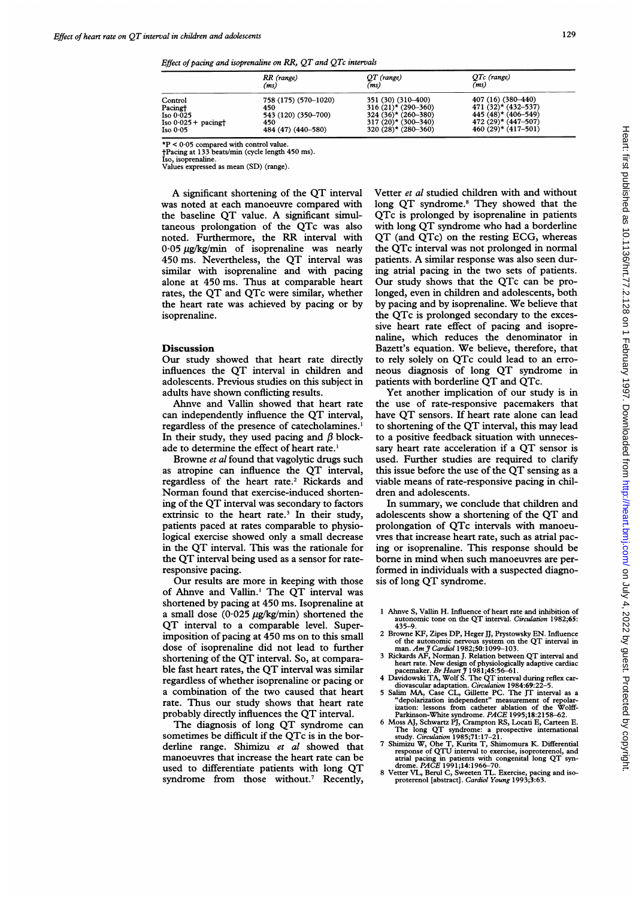*Effect of pacing and isoprenaline on RR, QT and QTc intervals*

| | RR (range) (ms) | QT (range) (ms) | QTc (range) (ms) |
|---|---|---|---|
| Control | 758 (175) (570–1020) | 351 (30) (310–400) | 407 (16) (380–440) |
| Pacing† | 450 | 316 (21)* (290–360) | 471 (32)* (432–537) |
| Iso 0·025 | 543 (120) (350–700) | 324 (36)* (260–380) | 445 (48)* (406–549) |
| Iso 0·025 + pacing† | 450 | 317 (20)* (300–340) | 472 (29)* (447–507) |
| Iso 0·05 | 484 (47) (440–580) | 320 (28)* (280–360) | 460 (29)* (417–501) |

*$P < 0·05$ compared with control value.
†Pacing at 133 beats/min (cycle length 450 ms).
Iso, isoprenaline.
Values expressed as mean (SD) (range).

A significant shortening of the QT interval was noted at each manoeuvre compared with the baseline QT value. A significant simultaneous prolongation of the QTc was also noted. Furthermore, the RR interval with 0·05 μg/kg/min of isoprenaline was nearly 450 ms. Nevertheless, the QT interval was similar with isoprenaline and with pacing alone at 450 ms. Thus at comparable heart rates, the QT and QTc were similar, whether the heart rate was achieved by pacing or by isoprenaline.

## Discussion

Our study showed that heart rate directly influences the QT interval in children and adolescents. Previous studies on this subject in adults have shown conflicting results.

Ahnve and Vallin showed that heart rate can independently influence the QT interval, regardless of the presence of catecholamines.[1] In their study, they used pacing and β blockade to determine the effect of heart rate.[1]

Browne *et al* found that vagolytic drugs such as atropine can influence the QT interval, regardless of the heart rate.[2] Rickards and Norman found that exercise-induced shortening of the QT interval was secondary to factors extrinsic to the heart rate.[3] In their study, patients paced at rates comparable to physiological exercise showed only a small decrease in the QT interval. This was the rationale for the QT interval being used as a sensor for rate-responsive pacing.

Our results are more in keeping with those of Ahnve and Vallin.[1] The QT interval was shortened by pacing at 450 ms. Isoprenaline at a small dose (0·025 μg/kg/min) shortened the QT interval to a comparable level. Superimposition of pacing at 450 ms on to this small dose of isoprenaline did not lead to further shortening of the QT interval. So, at comparable fast heart rates, the QT interval was similar regardless of whether isoprenaline or pacing or a combination of the two caused that heart rate. Thus our study shows that heart rate probably directly influences the QT interval.

The diagnosis of long QT syndrome can sometimes be difficult if the QTc is in the borderline range. Shimizu *et al* showed that manoeuvres that increase the heart rate can be used to differentiate patients with long QT syndrome from those without.[7] Recently, Vetter *et al* studied children with and without long QT syndrome.[8] They showed that the QTc is prolonged by isoprenaline in patients with long QT syndrome who had a borderline QT (and QTc) on the resting ECG, whereas the QTc interval was not prolonged in normal patients. A similar response was also seen during atrial pacing in the two sets of patients. Our study shows that the QTc can be prolonged, even in children and adolescents, both by pacing and by isoprenaline. We believe that the QTc is prolonged secondary to the excessive heart rate effect of pacing and isoprenaline, which reduces the denominator in Bazett's equation. We believe, therefore, that to rely solely on QTc could lead to an erroneous diagnosis of long QT syndrome in patients with borderline QT and QTc.

Yet another implication of our study is in the use of rate-responsive pacemakers that have QT sensors. If heart rate alone can lead to shortening of the QT interval, this may lead to a positive feedback situation with unnecessary heart rate acceleration if a QT sensor is used. Further studies are required to clarify this issue before the use of the QT sensing as a viable means of rate-responsive pacing in children and adolescents.

In summary, we conclude that children and adolescents show a shortening of the QT and prolongation of QTc intervals with manoeuvres that increase heart rate, such as atrial pacing or isoprenaline. This response should be borne in mind when such manoeuvres are performed in individuals with a suspected diagnosis of long QT syndrome.

1. Ahnve S, Vallin H. Influence of heart rate and inhibition of autonomic tone on the QT interval. *Circulation* 1982;65:435–9.
2. Browne KF, Zipes DP, Heger JJ, Prystowsky EN. Influence of the autonomic nervous system on the QT interval in man. *Am J Cardiol* 1982;50:1099–103.
3. Rickards AF, Norman J. Relation between QT interval and heart rate. New design of physiologically adaptive cardiac pacemaker. *Br Heart J* 1981;45:56–61.
4. Davidowski TA, Wolf S. The QT interval during reflex cardiovascular adaptation. *Circulation* 1984:69:22–5.
5. Salim MA, Case CL, Gillette PC. The JT interval as a "depolarization independent" measurement of repolarization: lessons from catheter ablation of the Wolff-Parkinson-White syndrome. *PACE* 1995;18:2158–62.
6. Moss AJ, Schwartz PJ, Crampton RS, Locati E, Carteen E. The long QT syndrome: a prospective international study. *Circulation* 1985;71:17–21.
7. Shimizu W, Ohe T, Kurita T, Shimomura K. Differential response of QTU interval to exercise, isoproterenol, and atrial pacing in patients with congenital long QT syndrome. *PACE* 1991;14:1966–70.
8. Vetter VL, Berul C, Sweeten TL. Exercise, pacing and isoproterenol [abstract]. *Cardiol Young* 1993;3:63.